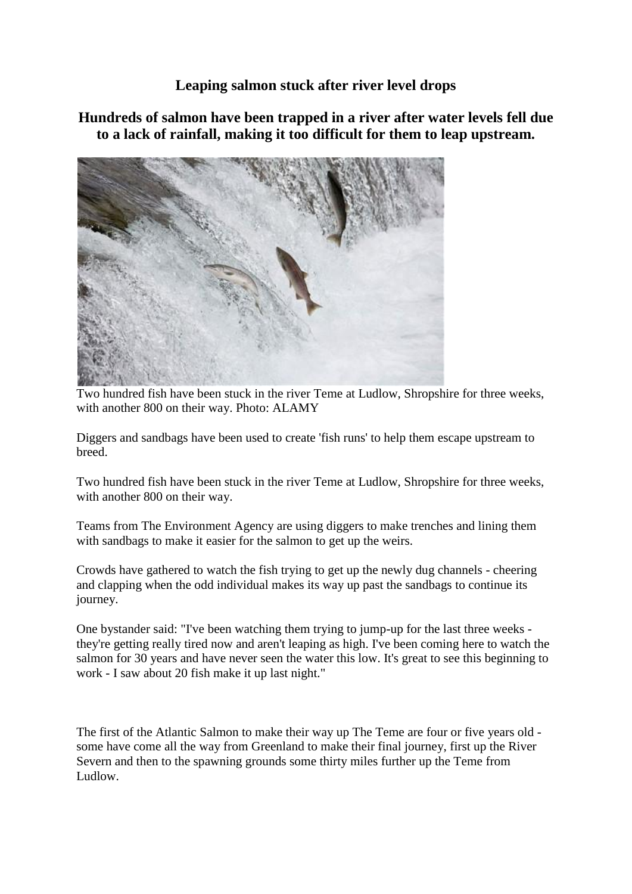# Leaping salmon stuck after river level drops

## Hundreds of salmon have been trapped in a river after water levels fell due to a lack of rainfall, making it too difficult for them to leap upstream.

Two hundred fish have been stuck in the river Teme at Ludlow, Shropshire for three weeks, with another 800 on their way. Photo: ALAMY

Diggers and sandbags have been used to create 'fish runs' to help them escape upstream to breed.

Two hundred fish have been stuck in the river Teme at Ludlow, Shropshire for three weeks, with another 800 on their way.

Teams from The Environment Agency are using diggers to make trenches and lining them with sandbags to make it easier for the salmon to get up the weirs.

Crowds have gathered to watch the fish trying to get up the newly dug channels - cheering and clapping when the odd individual makes its way up past the sandbags to continue its journey.

One bystander said: "I've been watching them trying to jump-up for the last three weeks - they're getting really tired now and aren't leaping as high. I've been coming here to watch the salmon for 30 years and have never seen the water this low. It's great to see this beginning to work - I saw about 20 fish make it up last night."

The first of the Atlantic Salmon to make their way up The Teme are four or five years old - some have come all the way from Greenland to make their final journey, first up the River Severn and then to the spawning grounds some thirty miles further up the Teme from Ludlow.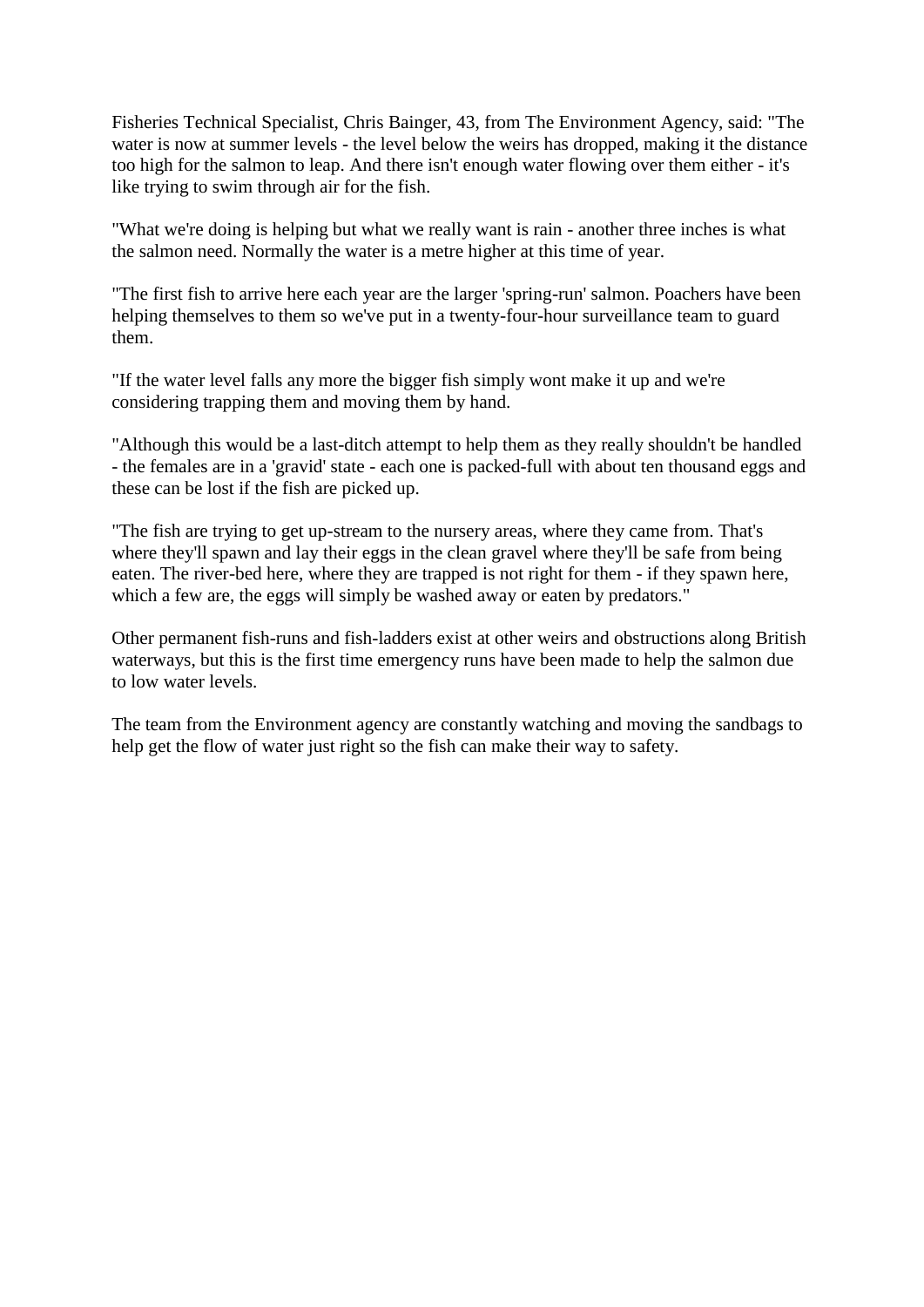Fisheries Technical Specialist, Chris Bainger, 43, from The Environment Agency, said: "The water is now at summer levels - the level below the weirs has dropped, making it the distance too high for the salmon to leap. And there isn't enough water flowing over them either - it's like trying to swim through air for the fish.

"What we're doing is helping but what we really want is rain - another three inches is what the salmon need. Normally the water is a metre higher at this time of year.

"The first fish to arrive here each year are the larger 'spring-run' salmon. Poachers have been helping themselves to them so we've put in a twenty-four-hour surveillance team to guard them.

"If the water level falls any more the bigger fish simply wont make it up and we're considering trapping them and moving them by hand.

"Although this would be a last-ditch attempt to help them as they really shouldn't be handled - the females are in a 'gravid' state - each one is packed-full with about ten thousand eggs and these can be lost if the fish are picked up.

"The fish are trying to get up-stream to the nursery areas, where they came from. That's where they'll spawn and lay their eggs in the clean gravel where they'll be safe from being eaten. The river-bed here, where they are trapped is not right for them - if they spawn here, which a few are, the eggs will simply be washed away or eaten by predators."

Other permanent fish-runs and fish-ladders exist at other weirs and obstructions along British waterways, but this is the first time emergency runs have been made to help the salmon due to low water levels.

The team from the Environment agency are constantly watching and moving the sandbags to help get the flow of water just right so the fish can make their way to safety.